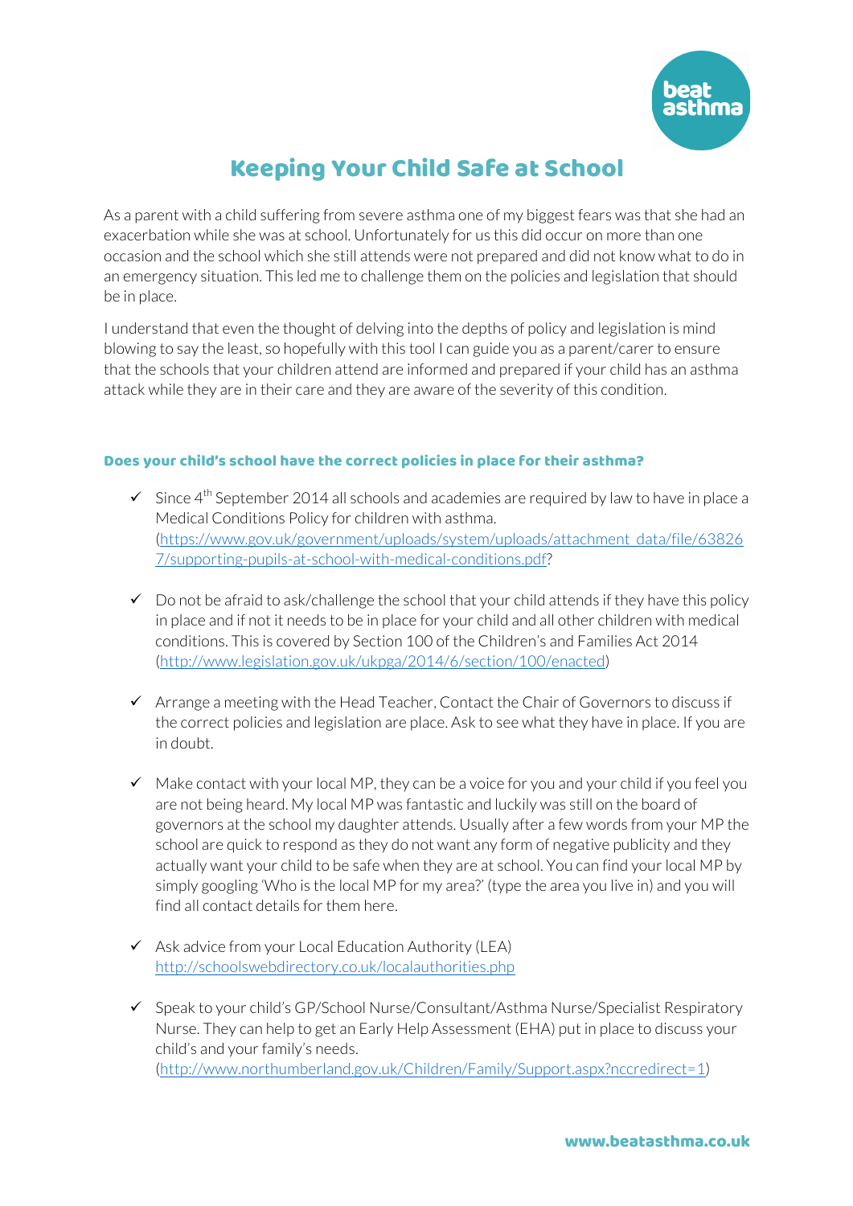# Keeping Your Child Safe at School

As a parent with a child suffering from severe asthma one of my biggest fears was that she had an exacerbation while she was at school. Unfortunately for us this did occur on more than one occasion and the school which she still attends were not prepared and did not know what to do in an emergency situation. This led me to challenge them on the policies and legislation that should be in place.

I understand that even the thought of delving into the depths of policy and legislation is mind blowing to say the least, so hopefully with this tool I can guide you as a parent/carer to ensure that the schools that your children attend are informed and prepared if your child has an asthma attack while they are in their care and they are aware of the severity of this condition.

### Does your child's school have the correct policies in place for their asthma?

- ✓ Since 4th September 2014 all schools and academies are required by law to have in place a Medical Conditions Policy for children with asthma. (https://www.gov.uk/government/uploads/system/uploads/attachment_data/file/638267/supporting-pupils-at-school-with-medical-conditions.pdf?
- ✓ Do not be afraid to ask/challenge the school that your child attends if they have this policy in place and if not it needs to be in place for your child and all other children with medical conditions. This is covered by Section 100 of the Children's and Families Act 2014 (http://www.legislation.gov.uk/ukpga/2014/6/section/100/enacted)
- ✓ Arrange a meeting with the Head Teacher, Contact the Chair of Governors to discuss if the correct policies and legislation are place. Ask to see what they have in place. If you are in doubt.
- ✓ Make contact with your local MP, they can be a voice for you and your child if you feel you are not being heard. My local MP was fantastic and luckily was still on the board of governors at the school my daughter attends. Usually after a few words from your MP the school are quick to respond as they do not want any form of negative publicity and they actually want your child to be safe when they are at school. You can find your local MP by simply googling 'Who is the local MP for my area?' (type the area you live in) and you will find all contact details for them here.
- ✓ Ask advice from your Local Education Authority (LEA) http://schoolswebdirectory.co.uk/localauthorities.php
- ✓ Speak to your child's GP/School Nurse/Consultant/Asthma Nurse/Specialist Respiratory Nurse. They can help to get an Early Help Assessment (EHA) put in place to discuss your child's and your family's needs. (http://www.northumberland.gov.uk/Children/Family/Support.aspx?nccredirect=1)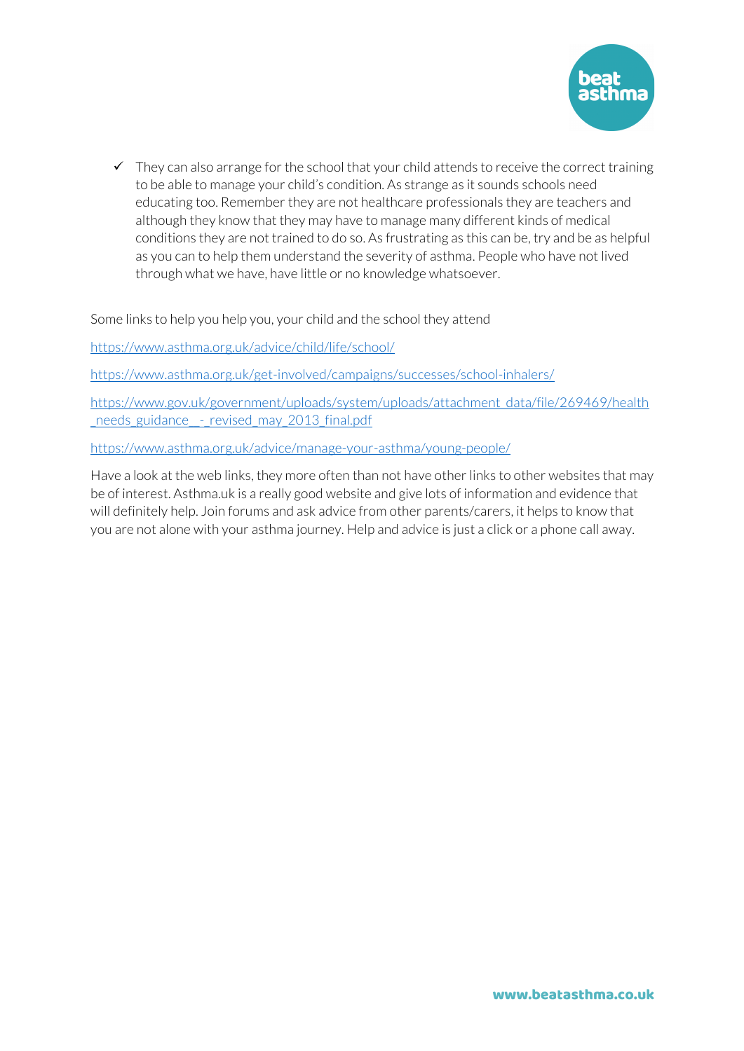- ✓ They can also arrange for the school that your child attends to receive the correct training to be able to manage your child's condition. As strange as it sounds schools need educating too. Remember they are not healthcare professionals they are teachers and although they know that they may have to manage many different kinds of medical conditions they are not trained to do so. As frustrating as this can be, try and be as helpful as you can to help them understand the severity of asthma. People who have not lived through what we have, have little or no knowledge whatsoever.

Some links to help you help you, your child and the school they attend

https://www.asthma.org.uk/advice/child/life/school/

https://www.asthma.org.uk/get-involved/campaigns/successes/school-inhalers/

https://www.gov.uk/government/uploads/system/uploads/attachment_data/file/269469/health_needs_guidance__-_revised_may_2013_final.pdf

https://www.asthma.org.uk/advice/manage-your-asthma/young-people/

Have a look at the web links, they more often than not have other links to other websites that may be of interest. Asthma.uk is a really good website and give lots of information and evidence that will definitely help. Join forums and ask advice from other parents/carers, it helps to know that you are not alone with your asthma journey. Help and advice is just a click or a phone call away.